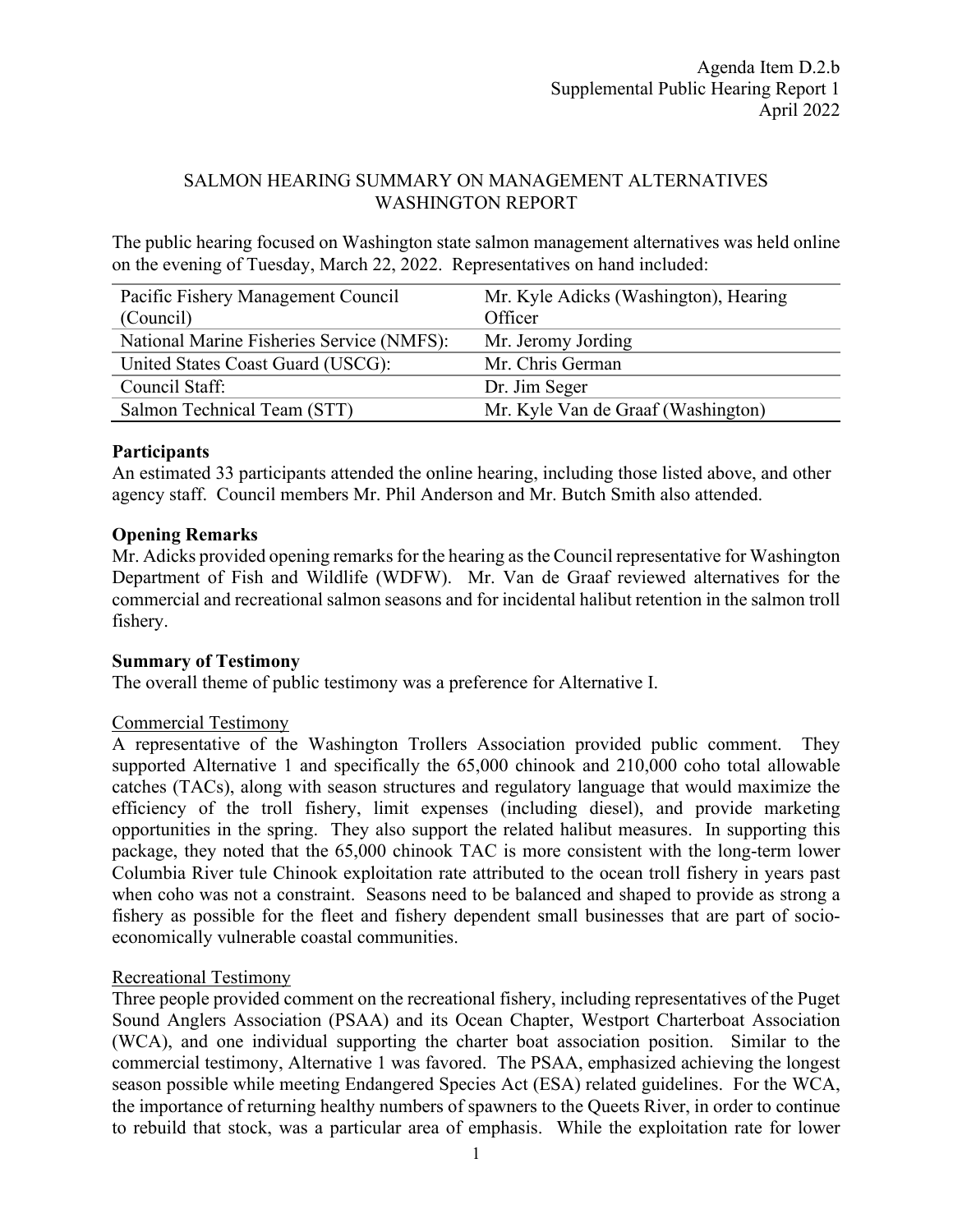Agenda Item D.2.b
Supplemental Public Hearing Report 1
April 2022

# SALMON HEARING SUMMARY ON MANAGEMENT ALTERNATIVES WASHINGTON REPORT

The public hearing focused on Washington state salmon management alternatives was held online on the evening of Tuesday, March 22, 2022. Representatives on hand included:

| | |
|---|---|
| Pacific Fishery Management Council (Council) | Mr. Kyle Adicks (Washington), Hearing Officer |
| National Marine Fisheries Service (NMFS): | Mr. Jeromy Jording |
| United States Coast Guard (USCG): | Mr. Chris German |
| Council Staff: | Dr. Jim Seger |
| Salmon Technical Team (STT) | Mr. Kyle Van de Graaf (Washington) |

**Participants**
An estimated 33 participants attended the online hearing, including those listed above, and other agency staff. Council members Mr. Phil Anderson and Mr. Butch Smith also attended.

**Opening Remarks**
Mr. Adicks provided opening remarks for the hearing as the Council representative for Washington Department of Fish and Wildlife (WDFW). Mr. Van de Graaf reviewed alternatives for the commercial and recreational salmon seasons and for incidental halibut retention in the salmon troll fishery.

**Summary of Testimony**
The overall theme of public testimony was a preference for Alternative I.

<u>Commercial Testimony</u>
A representative of the Washington Trollers Association provided public comment. They supported Alternative 1 and specifically the 65,000 chinook and 210,000 coho total allowable catches (TACs), along with season structures and regulatory language that would maximize the efficiency of the troll fishery, limit expenses (including diesel), and provide marketing opportunities in the spring. They also support the related halibut measures. In supporting this package, they noted that the 65,000 chinook TAC is more consistent with the long-term lower Columbia River tule Chinook exploitation rate attributed to the ocean troll fishery in years past when coho was not a constraint. Seasons need to be balanced and shaped to provide as strong a fishery as possible for the fleet and fishery dependent small businesses that are part of socio-economically vulnerable coastal communities.

<u>Recreational Testimony</u>
Three people provided comment on the recreational fishery, including representatives of the Puget Sound Anglers Association (PSAA) and its Ocean Chapter, Westport Charterboat Association (WCA), and one individual supporting the charter boat association position. Similar to the commercial testimony, Alternative 1 was favored. The PSAA, emphasized achieving the longest season possible while meeting Endangered Species Act (ESA) related guidelines. For the WCA, the importance of returning healthy numbers of spawners to the Queets River, in order to continue to rebuild that stock, was a particular area of emphasis. While the exploitation rate for lower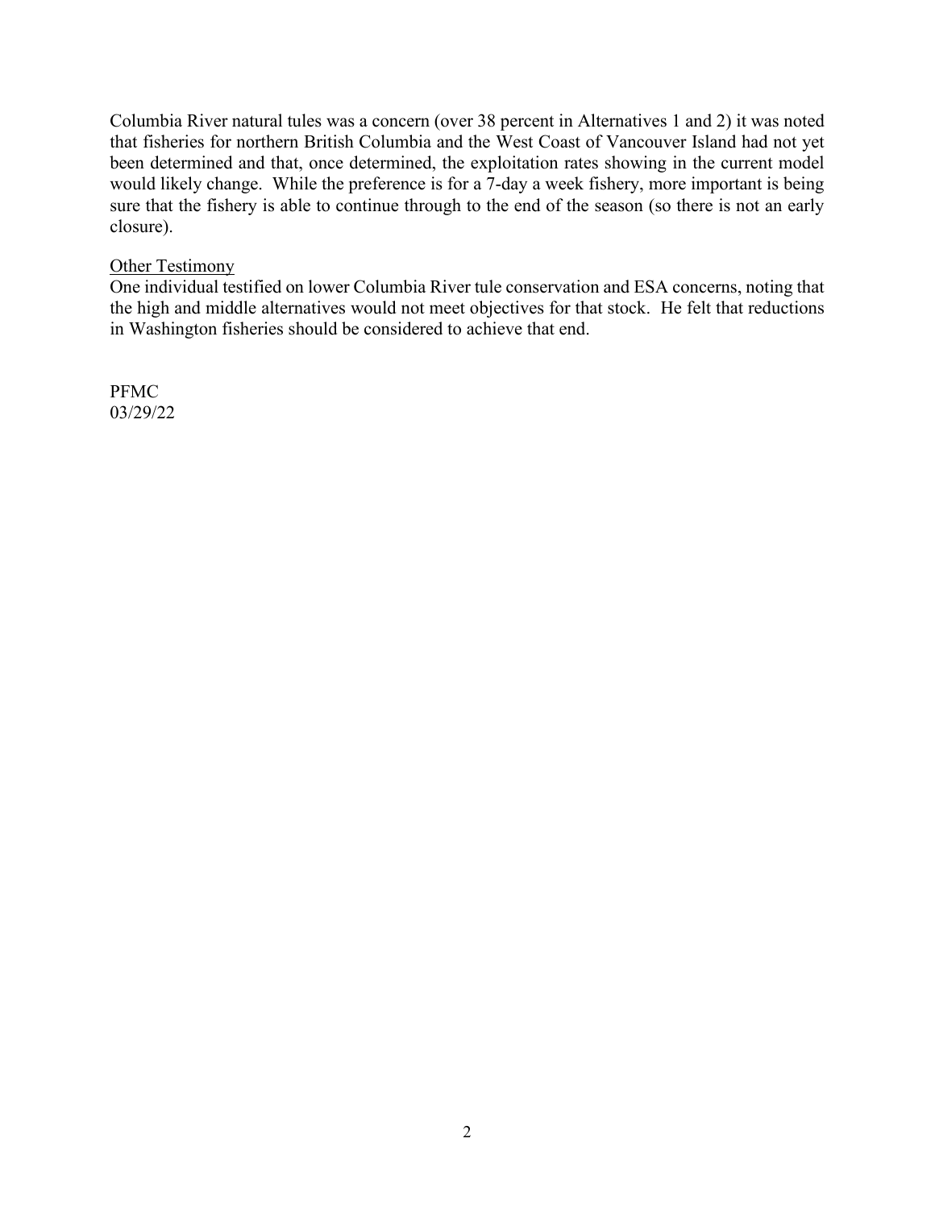Columbia River natural tules was a concern (over 38 percent in Alternatives 1 and 2) it was noted that fisheries for northern British Columbia and the West Coast of Vancouver Island had not yet been determined and that, once determined, the exploitation rates showing in the current model would likely change. While the preference is for a 7-day a week fishery, more important is being sure that the fishery is able to continue through to the end of the season (so there is not an early closure).

<u>Other Testimony</u>

One individual testified on lower Columbia River tule conservation and ESA concerns, noting that the high and middle alternatives would not meet objectives for that stock. He felt that reductions in Washington fisheries should be considered to achieve that end.

PFMC
03/29/22